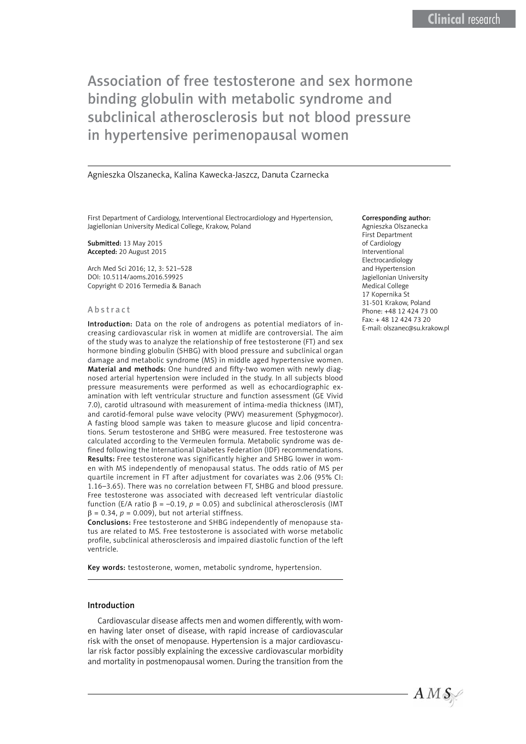# Association of free testosterone and sex hormone binding globulin with metabolic syndrome and subclinical atherosclerosis but not blood pressure in hypertensive perimenopausal women

Agnieszka Olszanecka, Kalina Kawecka-Jaszcz, Danuta Czarnecka

First Department of Cardiology, Interventional Electrocardiology and Hypertension, Jagiellonian University Medical College, Krakow, Poland

**Submitted:** 13 May 2015
**Accepted:** 20 August 2015

Arch Med Sci 2016; 12, 3: 521–528
DOI: 10.5114/aoms.2016.59925
Copyright © 2016 Termedia & Banach

**Corresponding author:**
Agnieszka Olszanecka
First Department of Cardiology Interventional Electrocardiology and Hypertension
Jagiellonian University Medical College
17 Kopernika St
31-501 Krakow, Poland
Phone: +48 12 424 73 00
Fax: + 48 12 424 73 20
E-mail: olszanec@su.krakow.pl

## Abstract

**Introduction:** Data on the role of androgens as potential mediators of increasing cardiovascular risk in women at midlife are controversial. The aim of the study was to analyze the relationship of free testosterone (FT) and sex hormone binding globulin (SHBG) with blood pressure and subclinical organ damage and metabolic syndrome (MS) in middle aged hypertensive women.

**Material and methods:** One hundred and fifty-two women with newly diagnosed arterial hypertension were included in the study. In all subjects blood pressure measurements were performed as well as echocardiographic examination with left ventricular structure and function assessment (GE Vivid 7.0), carotid ultrasound with measurement of intima-media thickness (IMT), and carotid-femoral pulse wave velocity (PWV) measurement (Sphygmocor). A fasting blood sample was taken to measure glucose and lipid concentrations. Serum testosterone and SHBG were measured. Free testosterone was calculated according to the Vermeulen formula. Metabolic syndrome was defined following the International Diabetes Federation (IDF) recommendations.

**Results:** Free testosterone was significantly higher and SHBG lower in women with MS independently of menopausal status. The odds ratio of MS per quartile increment in FT after adjustment for covariates was 2.06 (95% CI: 1.16–3.65). There was no correlation between FT, SHBG and blood pressure. Free testosterone was associated with decreased left ventricular diastolic function (E/A ratio $\beta = -0.19$, $p = 0.05$) and subclinical atherosclerosis (IMT $\beta = 0.34$, $p = 0.009$), but not arterial stiffness.

**Conclusions:** Free testosterone and SHBG independently of menopause status are related to MS. Free testosterone is associated with worse metabolic profile, subclinical atherosclerosis and impaired diastolic function of the left ventricle.

**Key words:** testosterone, women, metabolic syndrome, hypertension.

## Introduction

Cardiovascular disease affects men and women differently, with women having later onset of disease, with rapid increase of cardiovascular risk with the onset of menopause. Hypertension is a major cardiovascular risk factor possibly explaining the excessive cardiovascular morbidity and mortality in postmenopausal women. During the transition from the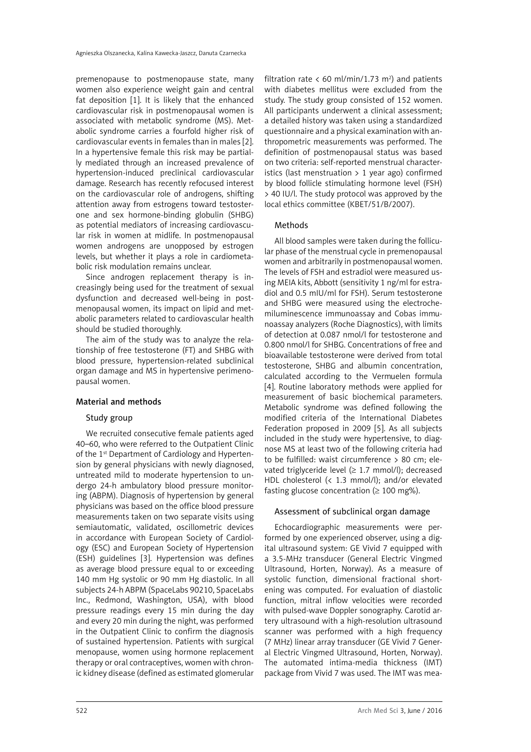premenopause to postmenopause state, many women also experience weight gain and central fat deposition [1]. It is likely that the enhanced cardiovascular risk in postmenopausal women is associated with metabolic syndrome (MS). Metabolic syndrome carries a fourfold higher risk of cardiovascular events in females than in males [2]. In a hypertensive female this risk may be partially mediated through an increased prevalence of hypertension-induced preclinical cardiovascular damage. Research has recently refocused interest on the cardiovascular role of androgens, shifting attention away from estrogens toward testosterone and sex hormone-binding globulin (SHBG) as potential mediators of increasing cardiovascular risk in women at midlife. In postmenopausal women androgens are unopposed by estrogen levels, but whether it plays a role in cardiometabolic risk modulation remains unclear.

Since androgen replacement therapy is increasingly being used for the treatment of sexual dysfunction and decreased well-being in postmenopausal women, its impact on lipid and metabolic parameters related to cardiovascular health should be studied thoroughly.

The aim of the study was to analyze the relationship of free testosterone (FT) and SHBG with blood pressure, hypertension-related subclinical organ damage and MS in hypertensive perimenopausal women.

## Material and methods

### Study group

We recruited consecutive female patients aged 40–60, who were referred to the Outpatient Clinic of the 1st Department of Cardiology and Hypertension by general physicians with newly diagnosed, untreated mild to moderate hypertension to undergo 24-h ambulatory blood pressure monitoring (ABPM). Diagnosis of hypertension by general physicians was based on the office blood pressure measurements taken on two separate visits using semiautomatic, validated, oscillometric devices in accordance with European Society of Cardiology (ESC) and European Society of Hypertension (ESH) guidelines [3]. Hypertension was defines as average blood pressure equal to or exceeding 140 mm Hg systolic or 90 mm Hg diastolic. In all subjects 24-h ABPM (SpaceLabs 90210, SpaceLabs Inc., Redmond, Washington, USA), with blood pressure readings every 15 min during the day and every 20 min during the night, was performed in the Outpatient Clinic to confirm the diagnosis of sustained hypertension. Patients with surgical menopause, women using hormone replacement therapy or oral contraceptives, women with chronic kidney disease (defined as estimated glomerular filtration rate < 60 ml/min/1.73 m$^2$) and patients with diabetes mellitus were excluded from the study. The study group consisted of 152 women. All participants underwent a clinical assessment; a detailed history was taken using a standardized questionnaire and a physical examination with anthropometric measurements was performed. The definition of postmenopausal status was based on two criteria: self-reported menstrual characteristics (last menstruation > 1 year ago) confirmed by blood follicle stimulating hormone level (FSH) > 40 IU/l. The study protocol was approved by the local ethics committee (KBET/51/B/2007).

### Methods

All blood samples were taken during the follicular phase of the menstrual cycle in premenopausal women and arbitrarily in postmenopausal women. The levels of FSH and estradiol were measured using MEIA kits, Abbott (sensitivity 1 ng/ml for estradiol and 0.5 mIU/ml for FSH). Serum testosterone and SHBG were measured using the electrochemiluminescence immunoassay and Cobas immunoassay analyzers (Roche Diagnostics), with limits of detection at 0.087 nmol/l for testosterone and 0.800 nmol/l for SHBG. Concentrations of free and bioavailable testosterone were derived from total testosterone, SHBG and albumin concentration, calculated according to the Vermuelen formula [4]. Routine laboratory methods were applied for measurement of basic biochemical parameters. Metabolic syndrome was defined following the modified criteria of the International Diabetes Federation proposed in 2009 [5]. As all subjects included in the study were hypertensive, to diagnose MS at least two of the following criteria had to be fulfilled: waist circumference > 80 cm; elevated triglyceride level (≥ 1.7 mmol/l); decreased HDL cholesterol (< 1.3 mmol/l); and/or elevated fasting glucose concentration (≥ 100 mg%).

### Assessment of subclinical organ damage

Echocardiographic measurements were performed by one experienced observer, using a digital ultrasound system: GE Vivid 7 equipped with a 3.5-MHz transducer (General Electric Vingmed Ultrasound, Horten, Norway). As a measure of systolic function, dimensional fractional shortening was computed. For evaluation of diastolic function, mitral inflow velocities were recorded with pulsed-wave Doppler sonography. Carotid artery ultrasound with a high-resolution ultrasound scanner was performed with a high frequency (7 MHz) linear array transducer (GE Vivid 7 General Electric Vingmed Ultrasound, Horten, Norway). The automated intima-media thickness (IMT) package from Vivid 7 was used. The IMT was mea-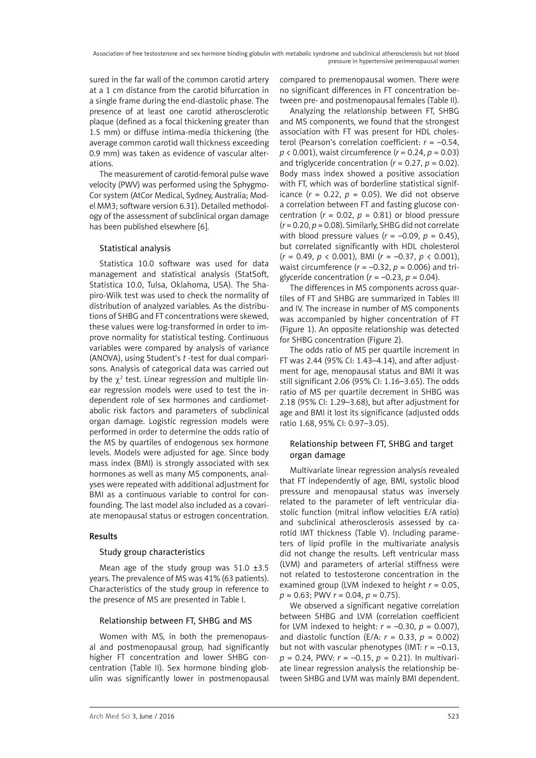sured in the far wall of the common carotid artery at a 1 cm distance from the carotid bifurcation in a single frame during the end-diastolic phase. The presence of at least one carotid atherosclerotic plaque (defined as a focal thickening greater than 1.5 mm) or diffuse intima-media thickening (the average common carotid wall thickness exceeding 0.9 mm) was taken as evidence of vascular alterations.

The measurement of carotid-femoral pulse wave velocity (PWV) was performed using the SphygmoCor system (AtCor Medical, Sydney, Australia; Model MM3; software version 6.31). Detailed methodology of the assessment of subclinical organ damage has been published elsewhere [6].

### Statistical analysis

Statistica 10.0 software was used for data management and statistical analysis (StatSoft, Statistica 10.0, Tulsa, Oklahoma, USA). The Shapiro-Wilk test was used to check the normality of distribution of analyzed variables. As the distributions of SHBG and FT concentrations were skewed, these values were log-transformed in order to improve normality for statistical testing. Continuous variables were compared by analysis of variance (ANOVA), using Student's *t*-test for dual comparisons. Analysis of categorical data was carried out by the $\chi^2$ test. Linear regression and multiple linear regression models were used to test the independent role of sex hormones and cardiometabolic risk factors and parameters of subclinical organ damage. Logistic regression models were performed in order to determine the odds ratio of the MS by quartiles of endogenous sex hormone levels. Models were adjusted for age. Since body mass index (BMI) is strongly associated with sex hormones as well as many MS components, analyses were repeated with additional adjustment for BMI as a continuous variable to control for confounding. The last model also included as a covariate menopausal status or estrogen concentration.

## Results

### Study group characteristics

Mean age of the study group was 51.0 ±3.5 years. The prevalence of MS was 41% (63 patients). Characteristics of the study group in reference to the presence of MS are presented in Table I.

### Relationship between FT, SHBG and MS

Women with MS, in both the premenopausal and postmenopausal group, had significantly higher FT concentration and lower SHBG concentration (Table II). Sex hormone binding globulin was significantly lower in postmenopausal compared to premenopausal women. There were no significant differences in FT concentration between pre- and postmenopausal females (Table II).

Analyzing the relationship between FT, SHBG and MS components, we found that the strongest association with FT was present for HDL cholesterol (Pearson's correlation coefficient: $r = -0.54$, $p < 0.001$), waist circumference ($r = 0.24$, $p = 0.03$) and triglyceride concentration ($r = 0.27$, $p = 0.02$). Body mass index showed a positive association with FT, which was of borderline statistical significance ($r = 0.22$, $p = 0.05$). We did not observe a correlation between FT and fasting glucose concentration ($r = 0.02$, $p = 0.81$) or blood pressure ($r = 0.20$, $p = 0.08$). Similarly, SHBG did not correlate with blood pressure values ($r = -0.09$, $p = 0.45$), but correlated significantly with HDL cholesterol ($r = 0.49$, $p < 0.001$), BMI ($r = -0.37$, $p < 0.001$), waist circumference ($r = -0.32$, $p = 0.006$) and triglyceride concentration ($r = -0.23$, $p = 0.04$).

The differences in MS components across quartiles of FT and SHBG are summarized in Tables III and IV. The increase in number of MS components was accompanied by higher concentration of FT (Figure 1). An opposite relationship was detected for SHBG concentration (Figure 2).

The odds ratio of MS per quartile increment in FT was 2.44 (95% CI: 1.43–4.14), and after adjustment for age, menopausal status and BMI it was still significant 2.06 (95% CI: 1.16–3.65). The odds ratio of MS per quartile decrement in SHBG was 2.18 (95% CI: 1.29–3.68), but after adjustment for age and BMI it lost its significance (adjusted odds ratio 1.68, 95% CI: 0.97–3.05).

### Relationship between FT, SHBG and target organ damage

Multivariate linear regression analysis revealed that FT independently of age, BMI, systolic blood pressure and menopausal status was inversely related to the parameter of left ventricular diastolic function (mitral inflow velocities E/A ratio) and subclinical atherosclerosis assessed by carotid IMT thickness (Table V). Including parameters of lipid profile in the multivariate analysis did not change the results. Left ventricular mass (LVM) and parameters of arterial stiffness were not related to testosterone concentration in the examined group (LVM indexed to height $r = 0.05$, $p = 0.63$; PWV $r = 0.04$, $p = 0.75$).

We observed a significant negative correlation between SHBG and LVM (correlation coefficient for LVM indexed to height: $r = -0.30$, $p = 0.007$), and diastolic function (E/A: $r = 0.33$, $p = 0.002$) but not with vascular phenotypes (IMT: $r = -0.13$, $p = 0.24$, PWV: $r = -0.15$, $p = 0.21$). In multivariate linear regression analysis the relationship between SHBG and LVM was mainly BMI dependent.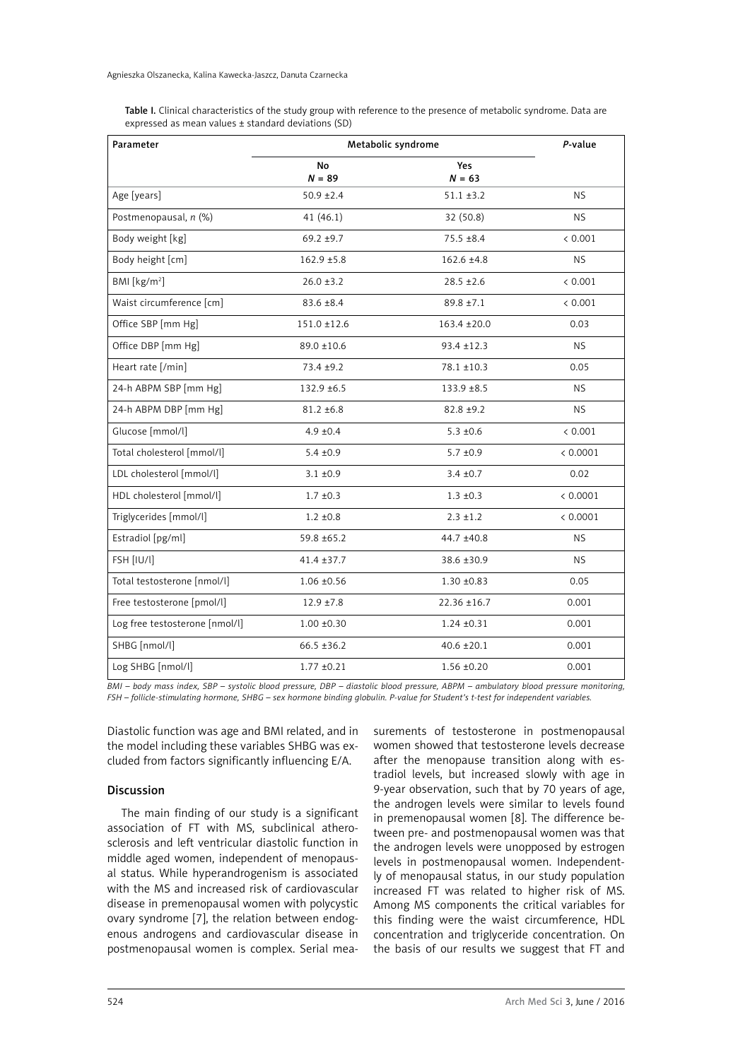Table I. Clinical characteristics of the study group with reference to the presence of metabolic syndrome. Data are expressed as mean values ± standard deviations (SD)

| Parameter | Metabolic syndrome | | P-value |
|---|---|---|---|
| | No $N = 89$ | Yes $N = 63$ | |
| Age [years] | 50.9 ±2.4 | 51.1 ±3.2 | NS |
| Postmenopausal, n (%) | 41 (46.1) | 32 (50.8) | NS |
| Body weight [kg] | 69.2 ±9.7 | 75.5 ±8.4 | < 0.001 |
| Body height [cm] | 162.9 ±5.8 | 162.6 ±4.8 | NS |
| BMI [kg/m$^2$] | 26.0 ±3.2 | 28.5 ±2.6 | < 0.001 |
| Waist circumference [cm] | 83.6 ±8.4 | 89.8 ±7.1 | < 0.001 |
| Office SBP [mm Hg] | 151.0 ±12.6 | 163.4 ±20.0 | 0.03 |
| Office DBP [mm Hg] | 89.0 ±10.6 | 93.4 ±12.3 | NS |
| Heart rate [/min] | 73.4 ±9.2 | 78.1 ±10.3 | 0.05 |
| 24-h ABPM SBP [mm Hg] | 132.9 ±6.5 | 133.9 ±8.5 | NS |
| 24-h ABPM DBP [mm Hg] | 81.2 ±6.8 | 82.8 ±9.2 | NS |
| Glucose [mmol/l] | 4.9 ±0.4 | 5.3 ±0.6 | < 0.001 |
| Total cholesterol [mmol/l] | 5.4 ±0.9 | 5.7 ±0.9 | < 0.0001 |
| LDL cholesterol [mmol/l] | 3.1 ±0.9 | 3.4 ±0.7 | 0.02 |
| HDL cholesterol [mmol/l] | 1.7 ±0.3 | 1.3 ±0.3 | < 0.0001 |
| Triglycerides [mmol/l] | 1.2 ±0.8 | 2.3 ±1.2 | < 0.0001 |
| Estradiol [pg/ml] | 59.8 ±65.2 | 44.7 ±40.8 | NS |
| FSH [IU/l] | 41.4 ±37.7 | 38.6 ±30.9 | NS |
| Total testosterone [nmol/l] | 1.06 ±0.56 | 1.30 ±0.83 | 0.05 |
| Free testosterone [pmol/l] | 12.9 ±7.8 | 22.36 ±16.7 | 0.001 |
| Log free testosterone [nmol/l] | 1.00 ±0.30 | 1.24 ±0.31 | 0.001 |
| SHBG [nmol/l] | 66.5 ±36.2 | 40.6 ±20.1 | 0.001 |
| Log SHBG [nmol/l] | 1.77 ±0.21 | 1.56 ±0.20 | 0.001 |

*BMI – body mass index, SBP – systolic blood pressure, DBP – diastolic blood pressure, ABPM – ambulatory blood pressure monitoring, FSH – follicle-stimulating hormone, SHBG – sex hormone binding globulin. P-value for Student's t-test for independent variables.*

Diastolic function was age and BMI related, and in the model including these variables SHBG was excluded from factors significantly influencing E/A.

## Discussion

The main finding of our study is a significant association of FT with MS, subclinical atherosclerosis and left ventricular diastolic function in middle aged women, independent of menopausal status. While hyperandrogenism is associated with the MS and increased risk of cardiovascular disease in premenopausal women with polycystic ovary syndrome [7], the relation between endogenous androgens and cardiovascular disease in postmenopausal women is complex. Serial measurements of testosterone in postmenopausal women showed that testosterone levels decrease after the menopause transition along with estradiol levels, but increased slowly with age in 9-year observation, such that by 70 years of age, the androgen levels were similar to levels found in premenopausal women [8]. The difference between pre- and postmenopausal women was that the androgen levels were unopposed by estrogen levels in postmenopausal women. Independently of menopausal status, in our study population increased FT was related to higher risk of MS. Among MS components the critical variables for this finding were the waist circumference, HDL concentration and triglyceride concentration. On the basis of our results we suggest that FT and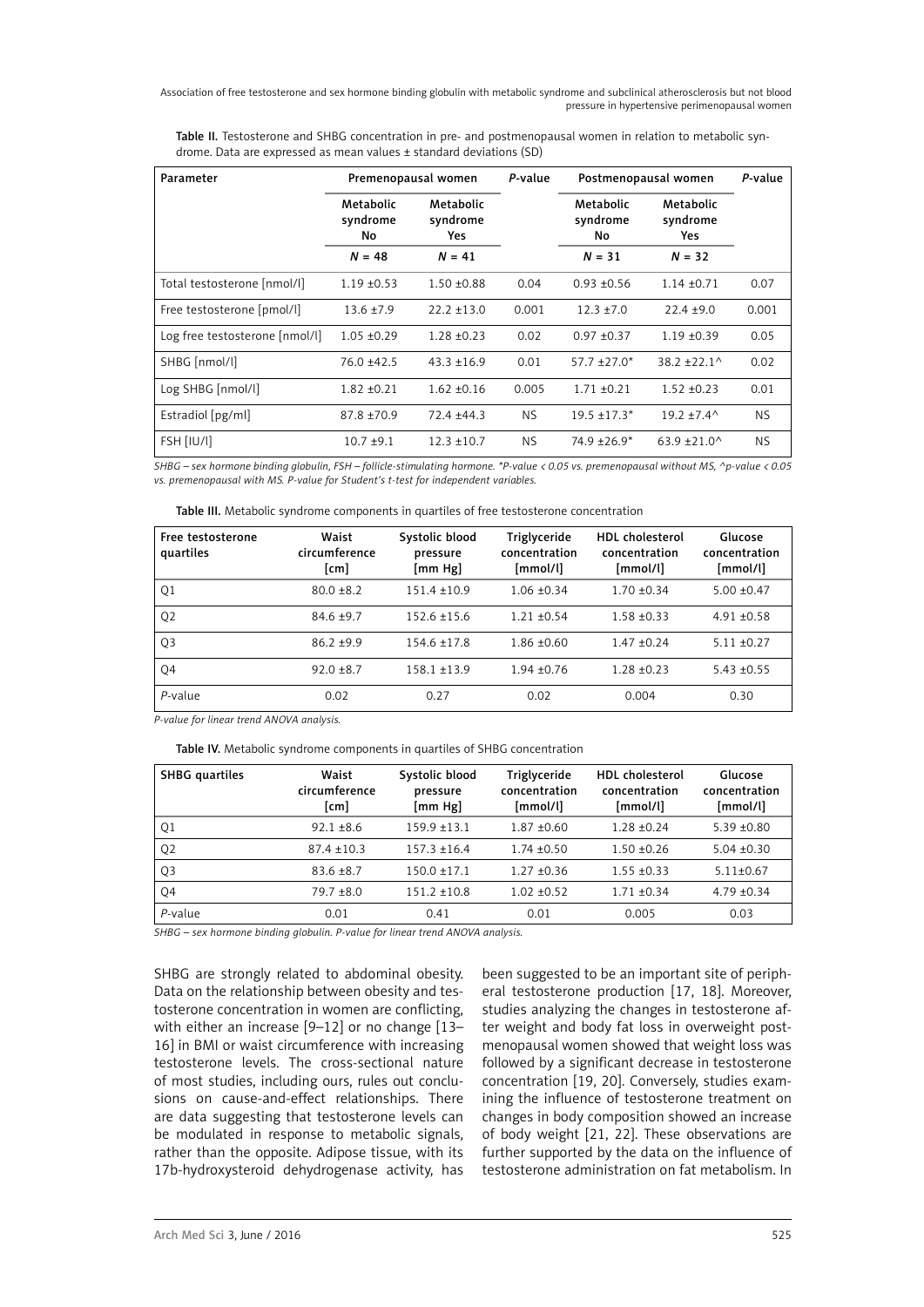Table II. Testosterone and SHBG concentration in pre- and postmenopausal women in relation to metabolic syndrome. Data are expressed as mean values ± standard deviations (SD)

| Parameter | Premenopausal women | | *P*-value | Postmenopausal women | | *P*-value |
|---|---|---|---|---|---|---|
| | Metabolic syndrome No | Metabolic syndrome Yes | | Metabolic syndrome No | Metabolic syndrome Yes | |
| | *N* = 48 | *N* = 41 | | *N* = 31 | *N* = 32 | |
| Total testosterone [nmol/l] | 1.19 ±0.53 | 1.50 ±0.88 | 0.04 | 0.93 ±0.56 | 1.14 ±0.71 | 0.07 |
| Free testosterone [pmol/l] | 13.6 ±7.9 | 22.2 ±13.0 | 0.001 | 12.3 ±7.0 | 22.4 ±9.0 | 0.001 |
| Log free testosterone [nmol/l] | 1.05 ±0.29 | 1.28 ±0.23 | 0.02 | 0.97 ±0.37 | 1.19 ±0.39 | 0.05 |
| SHBG [nmol/l] | 76.0 ±42.5 | 43.3 ±16.9 | 0.01 | 57.7 ±27.0* | 38.2 ±22.1^ | 0.02 |
| Log SHBG [nmol/l] | 1.82 ±0.21 | 1.62 ±0.16 | 0.005 | 1.71 ±0.21 | 1.52 ±0.23 | 0.01 |
| Estradiol [pg/ml] | 87.8 ±70.9 | 72.4 ±44.3 | NS | 19.5 ±17.3* | 19.2 ±7.4^ | NS |
| FSH [IU/l] | 10.7 ±9.1 | 12.3 ±10.7 | NS | 74.9 ±26.9* | 63.9 ±21.0^ | NS |

*SHBG – sex hormone binding globulin, FSH – follicle-stimulating hormone. *P-value < 0.05 vs. premenopausal without MS, ^p-value < 0.05 vs. premenopausal with MS. P-value for Student's t-test for independent variables.*

Table III. Metabolic syndrome components in quartiles of free testosterone concentration

| Free testosterone quartiles | Waist circumference [cm] | Systolic blood pressure [mm Hg] | Triglyceride concentration [mmol/l] | HDL cholesterol concentration [mmol/l] | Glucose concentration [mmol/l] |
|---|---|---|---|---|---|
| Q1 | 80.0 ±8.2 | 151.4 ±10.9 | 1.06 ±0.34 | 1.70 ±0.34 | 5.00 ±0.47 |
| Q2 | 84.6 ±9.7 | 152.6 ±15.6 | 1.21 ±0.54 | 1.58 ±0.33 | 4.91 ±0.58 |
| Q3 | 86.2 ±9.9 | 154.6 ±17.8 | 1.86 ±0.60 | 1.47 ±0.24 | 5.11 ±0.27 |
| Q4 | 92.0 ±8.7 | 158.1 ±13.9 | 1.94 ±0.76 | 1.28 ±0.23 | 5.43 ±0.55 |
| *P*-value | 0.02 | 0.27 | 0.02 | 0.004 | 0.30 |

*P-value for linear trend ANOVA analysis.*

Table IV. Metabolic syndrome components in quartiles of SHBG concentration

| SHBG quartiles | Waist circumference [cm] | Systolic blood pressure [mm Hg] | Triglyceride concentration [mmol/l] | HDL cholesterol concentration [mmol/l] | Glucose concentration [mmol/l] |
|---|---|---|---|---|---|
| Q1 | 92.1 ±8.6 | 159.9 ±13.1 | 1.87 ±0.60 | 1.28 ±0.24 | 5.39 ±0.80 |
| Q2 | 87.4 ±10.3 | 157.3 ±16.4 | 1.74 ±0.50 | 1.50 ±0.26 | 5.04 ±0.30 |
| Q3 | 83.6 ±8.7 | 150.0 ±17.1 | 1.27 ±0.36 | 1.55 ±0.33 | 5.11±0.67 |
| Q4 | 79.7 ±8.0 | 151.2 ±10.8 | 1.02 ±0.52 | 1.71 ±0.34 | 4.79 ±0.34 |
| *P*-value | 0.01 | 0.41 | 0.01 | 0.005 | 0.03 |

*SHBG – sex hormone binding globulin. P-value for linear trend ANOVA analysis.*

SHBG are strongly related to abdominal obesity. Data on the relationship between obesity and testosterone concentration in women are conflicting, with either an increase [9–12] or no change [13–16] in BMI or waist circumference with increasing testosterone levels. The cross-sectional nature of most studies, including ours, rules out conclusions on cause-and-effect relationships. There are data suggesting that testosterone levels can be modulated in response to metabolic signals, rather than the opposite. Adipose tissue, with its 17b-hydroxysteroid dehydrogenase activity, has been suggested to be an important site of peripheral testosterone production [17, 18]. Moreover, studies analyzing the changes in testosterone after weight and body fat loss in overweight postmenopausal women showed that weight loss was followed by a significant decrease in testosterone concentration [19, 20]. Conversely, studies examining the influence of testosterone treatment on changes in body composition showed an increase of body weight [21, 22]. These observations are further supported by the data on the influence of testosterone administration on fat metabolism. In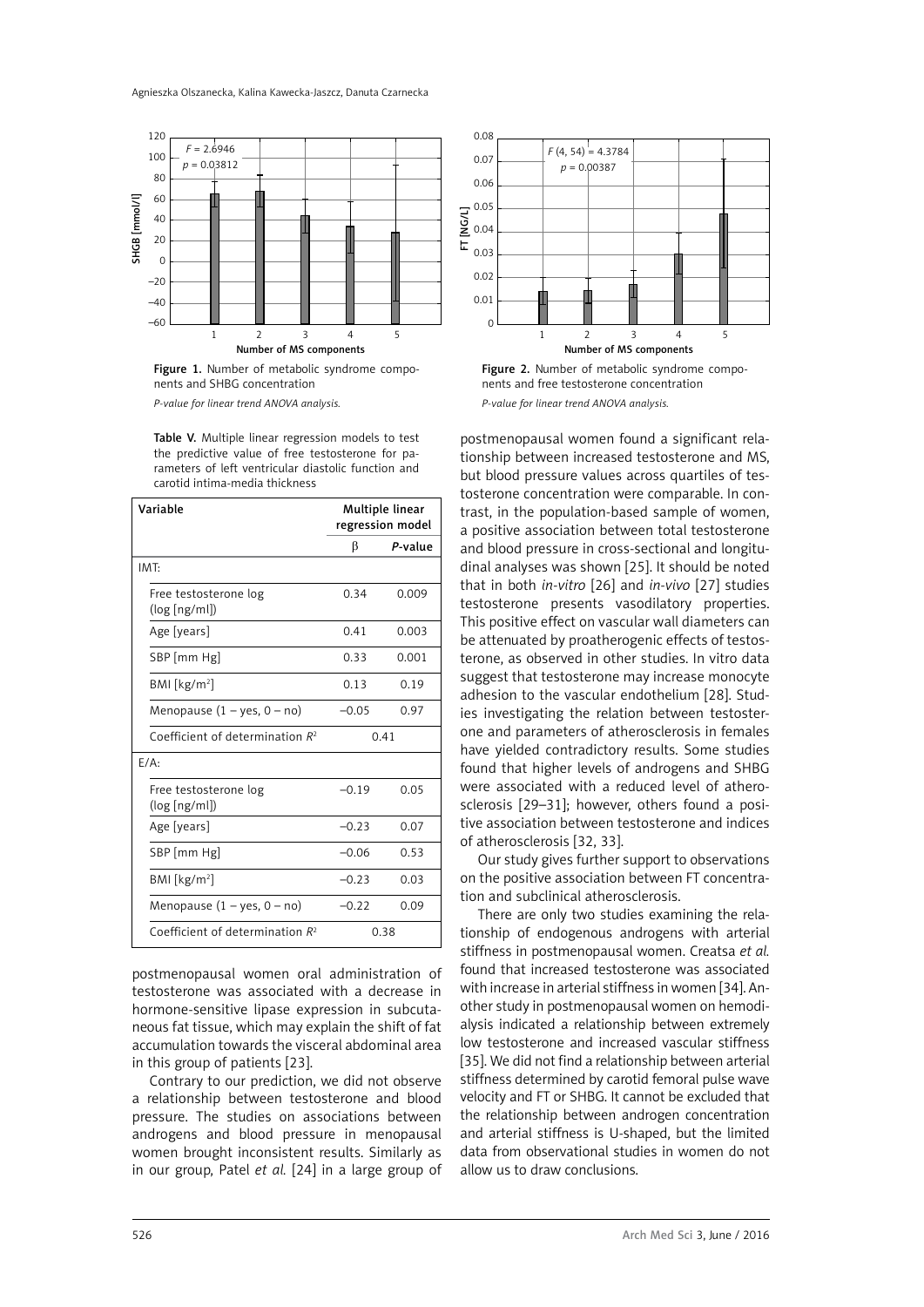Figure 1. Number of metabolic syndrome components and SHBG concentration

*P-value for linear trend ANOVA analysis.*

Figure 2. Number of metabolic syndrome components and free testosterone concentration

*P-value for linear trend ANOVA analysis.*

Table V. Multiple linear regression models to test the predictive value of free testosterone for parameters of left ventricular diastolic function and carotid intima-media thickness

| Variable | Multiple linear regression model | |
|---|---|---|
| | β | *P*-value |
| IMT: | | |
| Free testosterone log (log [ng/ml]) | 0.34 | 0.009 |
| Age [years] | 0.41 | 0.003 |
| SBP [mm Hg] | 0.33 | 0.001 |
| BMI [kg/m$^2$] | 0.13 | 0.19 |
| Menopause (1 – yes, 0 – no) | –0.05 | 0.97 |
| Coefficient of determination $R^2$ | 0.41 | |
| E/A: | | |
| Free testosterone log (log [ng/ml]) | –0.19 | 0.05 |
| Age [years] | –0.23 | 0.07 |
| SBP [mm Hg] | –0.06 | 0.53 |
| BMI [kg/m$^2$] | –0.23 | 0.03 |
| Menopause (1 – yes, 0 – no) | –0.22 | 0.09 |
| Coefficient of determination $R^2$ | 0.38 | |

postmenopausal women oral administration of testosterone was associated with a decrease in hormone-sensitive lipase expression in subcutaneous fat tissue, which may explain the shift of fat accumulation towards the visceral abdominal area in this group of patients [23].

Contrary to our prediction, we did not observe a relationship between testosterone and blood pressure. The studies on associations between androgens and blood pressure in menopausal women brought inconsistent results. Similarly as in our group, Patel *et al.* [24] in a large group of postmenopausal women found a significant relationship between increased testosterone and MS, but blood pressure values across quartiles of testosterone concentration were comparable. In contrast, in the population-based sample of women, a positive association between total testosterone and blood pressure in cross-sectional and longitudinal analyses was shown [25]. It should be noted that in both *in-vitro* [26] and *in-vivo* [27] studies testosterone presents vasodilatory properties. This positive effect on vascular wall diameters can be attenuated by proatherogenic effects of testosterone, as observed in other studies. In vitro data suggest that testosterone may increase monocyte adhesion to the vascular endothelium [28]. Studies investigating the relation between testosterone and parameters of atherosclerosis in females have yielded contradictory results. Some studies found that higher levels of androgens and SHBG were associated with a reduced level of atherosclerosis [29–31]; however, others found a positive association between testosterone and indices of atherosclerosis [32, 33].

Our study gives further support to observations on the positive association between FT concentration and subclinical atherosclerosis.

There are only two studies examining the relationship of endogenous androgens with arterial stiffness in postmenopausal women. Creatsa *et al.* found that increased testosterone was associated with increase in arterial stiffness in women [34]. Another study in postmenopausal women on hemodialysis indicated a relationship between extremely low testosterone and increased vascular stiffness [35]. We did not find a relationship between arterial stiffness determined by carotid femoral pulse wave velocity and FT or SHBG. It cannot be excluded that the relationship between androgen concentration and arterial stiffness is U-shaped, but the limited data from observational studies in women do not allow us to draw conclusions.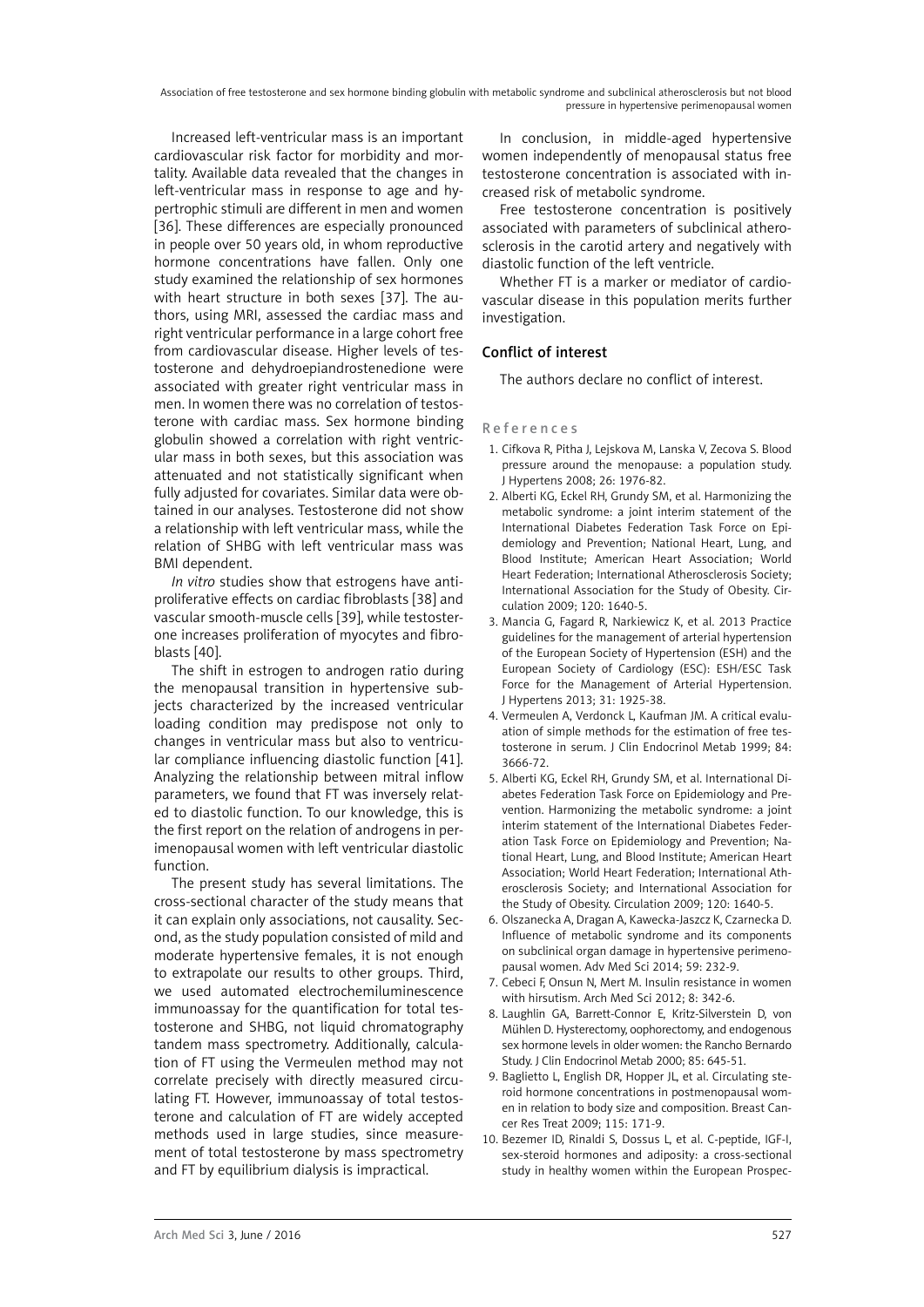Increased left-ventricular mass is an important cardiovascular risk factor for morbidity and mortality. Available data revealed that the changes in left-ventricular mass in response to age and hypertrophic stimuli are different in men and women [36]. These differences are especially pronounced in people over 50 years old, in whom reproductive hormone concentrations have fallen. Only one study examined the relationship of sex hormones with heart structure in both sexes [37]. The authors, using MRI, assessed the cardiac mass and right ventricular performance in a large cohort free from cardiovascular disease. Higher levels of testosterone and dehydroepiandrostenedione were associated with greater right ventricular mass in men. In women there was no correlation of testosterone with cardiac mass. Sex hormone binding globulin showed a correlation with right ventricular mass in both sexes, but this association was attenuated and not statistically significant when fully adjusted for covariates. Similar data were obtained in our analyses. Testosterone did not show a relationship with left ventricular mass, while the relation of SHBG with left ventricular mass was BMI dependent.

*In vitro* studies show that estrogens have antiproliferative effects on cardiac fibroblasts [38] and vascular smooth-muscle cells [39], while testosterone increases proliferation of myocytes and fibroblasts [40].

The shift in estrogen to androgen ratio during the menopausal transition in hypertensive subjects characterized by the increased ventricular loading condition may predispose not only to changes in ventricular mass but also to ventricular compliance influencing diastolic function [41]. Analyzing the relationship between mitral inflow parameters, we found that FT was inversely related to diastolic function. To our knowledge, this is the first report on the relation of androgens in perimenopausal women with left ventricular diastolic function.

The present study has several limitations. The cross-sectional character of the study means that it can explain only associations, not causality. Second, as the study population consisted of mild and moderate hypertensive females, it is not enough to extrapolate our results to other groups. Third, we used automated electrochemiluminescence immunoassay for the quantification for total testosterone and SHBG, not liquid chromatography tandem mass spectrometry. Additionally, calculation of FT using the Vermeulen method may not correlate precisely with directly measured circulating FT. However, immunoassay of total testosterone and calculation of FT are widely accepted methods used in large studies, since measurement of total testosterone by mass spectrometry and FT by equilibrium dialysis is impractical.

In conclusion, in middle-aged hypertensive women independently of menopausal status free testosterone concentration is associated with increased risk of metabolic syndrome.

Free testosterone concentration is positively associated with parameters of subclinical atherosclerosis in the carotid artery and negatively with diastolic function of the left ventricle.

Whether FT is a marker or mediator of cardiovascular disease in this population merits further investigation.

## Conflict of interest

The authors declare no conflict of interest.

## References

1. Cifkova R, Pitha J, Lejskova M, Lanska V, Zecova S. Blood pressure around the menopause: a population study. J Hypertens 2008; 26: 1976-82.
2. Alberti KG, Eckel RH, Grundy SM, et al. Harmonizing the metabolic syndrome: a joint interim statement of the International Diabetes Federation Task Force on Epidemiology and Prevention; National Heart, Lung, and Blood Institute; American Heart Association; World Heart Federation; International Atherosclerosis Society; International Association for the Study of Obesity. Circulation 2009; 120: 1640-5.
3. Mancia G, Fagard R, Narkiewicz K, et al. 2013 Practice guidelines for the management of arterial hypertension of the European Society of Hypertension (ESH) and the European Society of Cardiology (ESC): ESH/ESC Task Force for the Management of Arterial Hypertension. J Hypertens 2013; 31: 1925-38.
4. Vermeulen A, Verdonck L, Kaufman JM. A critical evaluation of simple methods for the estimation of free testosterone in serum. J Clin Endocrinol Metab 1999; 84: 3666-72.
5. Alberti KG, Eckel RH, Grundy SM, et al. International Diabetes Federation Task Force on Epidemiology and Prevention. Harmonizing the metabolic syndrome: a joint interim statement of the International Diabetes Federation Task Force on Epidemiology and Prevention; National Heart, Lung, and Blood Institute; American Heart Association; World Heart Federation; International Atherosclerosis Society; and International Association for the Study of Obesity. Circulation 2009; 120: 1640-5.
6. Olszanecka A, Dragan A, Kawecka-Jaszcz K, Czarnecka D. Influence of metabolic syndrome and its components on subclinical organ damage in hypertensive perimenopausal women. Adv Med Sci 2014; 59: 232-9.
7. Cebeci F, Onsun N, Mert M. Insulin resistance in women with hirsutism. Arch Med Sci 2012; 8: 342-6.
8. Laughlin GA, Barrett-Connor E, Kritz-Silverstein D, von Mühlen D. Hysterectomy, oophorectomy, and endogenous sex hormone levels in older women: the Rancho Bernardo Study. J Clin Endocrinol Metab 2000; 85: 645-51.
9. Baglietto L, English DR, Hopper JL, et al. Circulating steroid hormone concentrations in postmenopausal women in relation to body size and composition. Breast Cancer Res Treat 2009; 115: 171-9.
10. Bezemer ID, Rinaldi S, Dossus L, et al. C-peptide, IGF-I, sex-steroid hormones and adiposity: a cross-sectional study in healthy women within the European Prospec-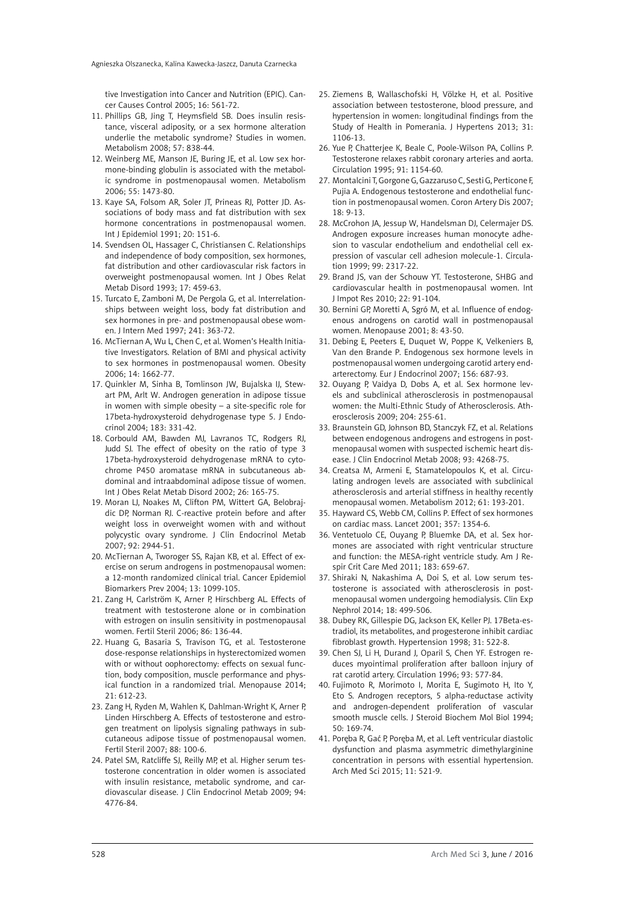tive Investigation into Cancer and Nutrition (EPIC). Cancer Causes Control 2005; 16: 561-72.

11. Phillips GB, Jing T, Heymsfield SB. Does insulin resistance, visceral adiposity, or a sex hormone alteration underlie the metabolic syndrome? Studies in women. Metabolism 2008; 57: 838-44.
12. Weinberg ME, Manson JE, Buring JE, et al. Low sex hormone-binding globulin is associated with the metabolic syndrome in postmenopausal women. Metabolism 2006; 55: 1473-80.
13. Kaye SA, Folsom AR, Soler JT, Prineas RJ, Potter JD. Associations of body mass and fat distribution with sex hormone concentrations in postmenopausal women. Int J Epidemiol 1991; 20: 151-6.
14. Svendsen OL, Hassager C, Christiansen C. Relationships and independence of body composition, sex hormones, fat distribution and other cardiovascular risk factors in overweight postmenopausal women. Int J Obes Relat Metab Disord 1993; 17: 459-63.
15. Turcato E, Zamboni M, De Pergola G, et al. Interrelationships between weight loss, body fat distribution and sex hormones in pre- and postmenopausal obese women. J Intern Med 1997; 241: 363-72.
16. McTiernan A, Wu L, Chen C, et al. Women's Health Initiative Investigators. Relation of BMI and physical activity to sex hormones in postmenopausal women. Obesity 2006; 14: 1662-77.
17. Quinkler M, Sinha B, Tomlinson JW, Bujalska IJ, Stewart PM, Arlt W. Androgen generation in adipose tissue in women with simple obesity – a site-specific role for 17beta-hydroxysteroid dehydrogenase type 5. J Endocrinol 2004; 183: 331-42.
18. Corbould AM, Bawden MJ, Lavranos TC, Rodgers RJ, Judd SJ. The effect of obesity on the ratio of type 3 17beta-hydroxysteroid dehydrogenase mRNA to cytochrome P450 aromatase mRNA in subcutaneous abdominal and intraabdominal adipose tissue of women. Int J Obes Relat Metab Disord 2002; 26: 165-75.
19. Moran LJ, Noakes M, Clifton PM, Wittert GA, Belobrajdic DP, Norman RJ. C-reactive protein before and after weight loss in overweight women with and without polycystic ovary syndrome. J Clin Endocrinol Metab 2007; 92: 2944-51.
20. McTiernan A, Tworoger SS, Rajan KB, et al. Effect of exercise on serum androgens in postmenopausal women: a 12-month randomized clinical trial. Cancer Epidemiol Biomarkers Prev 2004; 13: 1099-105.
21. Zang H, Carlström K, Arner P, Hirschberg AL. Effects of treatment with testosterone alone or in combination with estrogen on insulin sensitivity in postmenopausal women. Fertil Steril 2006; 86: 136-44.
22. Huang G, Basaria S, Travison TG, et al. Testosterone dose-response relationships in hysterectomized women with or without oophorectomy: effects on sexual function, body composition, muscle performance and physical function in a randomized trial. Menopause 2014; 21: 612-23.
23. Zang H, Ryden M, Wahlen K, Dahlman-Wright K, Arner P, Linden Hirschberg A. Effects of testosterone and estrogen treatment on lipolysis signaling pathways in subcutaneous adipose tissue of postmenopausal women. Fertil Steril 2007; 88: 100-6.
24. Patel SM, Ratcliffe SJ, Reilly MP, et al. Higher serum testosterone concentration in older women is associated with insulin resistance, metabolic syndrome, and cardiovascular disease. J Clin Endocrinol Metab 2009; 94: 4776-84.
25. Ziemens B, Wallaschofski H, Völzke H, et al. Positive association between testosterone, blood pressure, and hypertension in women: longitudinal findings from the Study of Health in Pomerania. J Hypertens 2013; 31: 1106-13.
26. Yue P, Chatterjee K, Beale C, Poole-Wilson PA, Collins P. Testosterone relaxes rabbit coronary arteries and aorta. Circulation 1995; 91: 1154-60.
27. Montalcini T, Gorgone G, Gazzaruso C, Sesti G, Perticone F, Pujia A. Endogenous testosterone and endothelial function in postmenopausal women. Coron Artery Dis 2007; 18: 9-13.
28. McCrohon JA, Jessup W, Handelsman DJ, Celermajer DS. Androgen exposure increases human monocyte adhesion to vascular endothelium and endothelial cell expression of vascular cell adhesion molecule-1. Circulation 1999; 99: 2317-22.
29. Brand JS, van der Schouw YT. Testosterone, SHBG and cardiovascular health in postmenopausal women. Int J Impot Res 2010; 22: 91-104.
30. Bernini GP, Moretti A, Sgró M, et al. Influence of endogenous androgens on carotid wall in postmenopausal women. Menopause 2001; 8: 43-50.
31. Debing E, Peeters E, Duquet W, Poppe K, Velkeniers B, Van den Brande P. Endogenous sex hormone levels in postmenopausal women undergoing carotid artery endarterectomy. Eur J Endocrinol 2007; 156: 687-93.
32. Ouyang P, Vaidya D, Dobs A, et al. Sex hormone levels and subclinical atherosclerosis in postmenopausal women: the Multi-Ethnic Study of Atherosclerosis. Atherosclerosis 2009; 204: 255-61.
33. Braunstein GD, Johnson BD, Stanczyk FZ, et al. Relations between endogenous androgens and estrogens in postmenopausal women with suspected ischemic heart disease. J Clin Endocrinol Metab 2008; 93: 4268-75.
34. Creatsa M, Armeni E, Stamatelopoulos K, et al. Circulating androgen levels are associated with subclinical atherosclerosis and arterial stiffness in healthy recently menopausal women. Metabolism 2012; 61: 193-201.
35. Hayward CS, Webb CM, Collins P. Effect of sex hormones on cardiac mass. Lancet 2001; 357: 1354-6.
36. Ventetuolo CE, Ouyang P, Bluemke DA, et al. Sex hormones are associated with right ventricular structure and function: the MESA-right ventricle study. Am J Respir Crit Care Med 2011; 183: 659-67.
37. Shiraki N, Nakashima A, Doi S, et al. Low serum testosterone is associated with atherosclerosis in postmenopausal women undergoing hemodialysis. Clin Exp Nephrol 2014; 18: 499-506.
38. Dubey RK, Gillespie DG, Jackson EK, Keller PJ. 17Beta-estradiol, its metabolites, and progesterone inhibit cardiac fibroblast growth. Hypertension 1998; 31: 522-8.
39. Chen SJ, Li H, Durand J, Oparil S, Chen YF. Estrogen reduces myointimal proliferation after balloon injury of rat carotid artery. Circulation 1996; 93: 577-84.
40. Fujimoto R, Morimoto I, Morita E, Sugimoto H, Ito Y, Eto S. Androgen receptors, 5 alpha-reductase activity and androgen-dependent proliferation of vascular smooth muscle cells. J Steroid Biochem Mol Biol 1994; 50: 169-74.
41. Poręba R, Gać P, Poręba M, et al. Left ventricular diastolic dysfunction and plasma asymmetric dimethylarginine concentration in persons with essential hypertension. Arch Med Sci 2015; 11: 521-9.